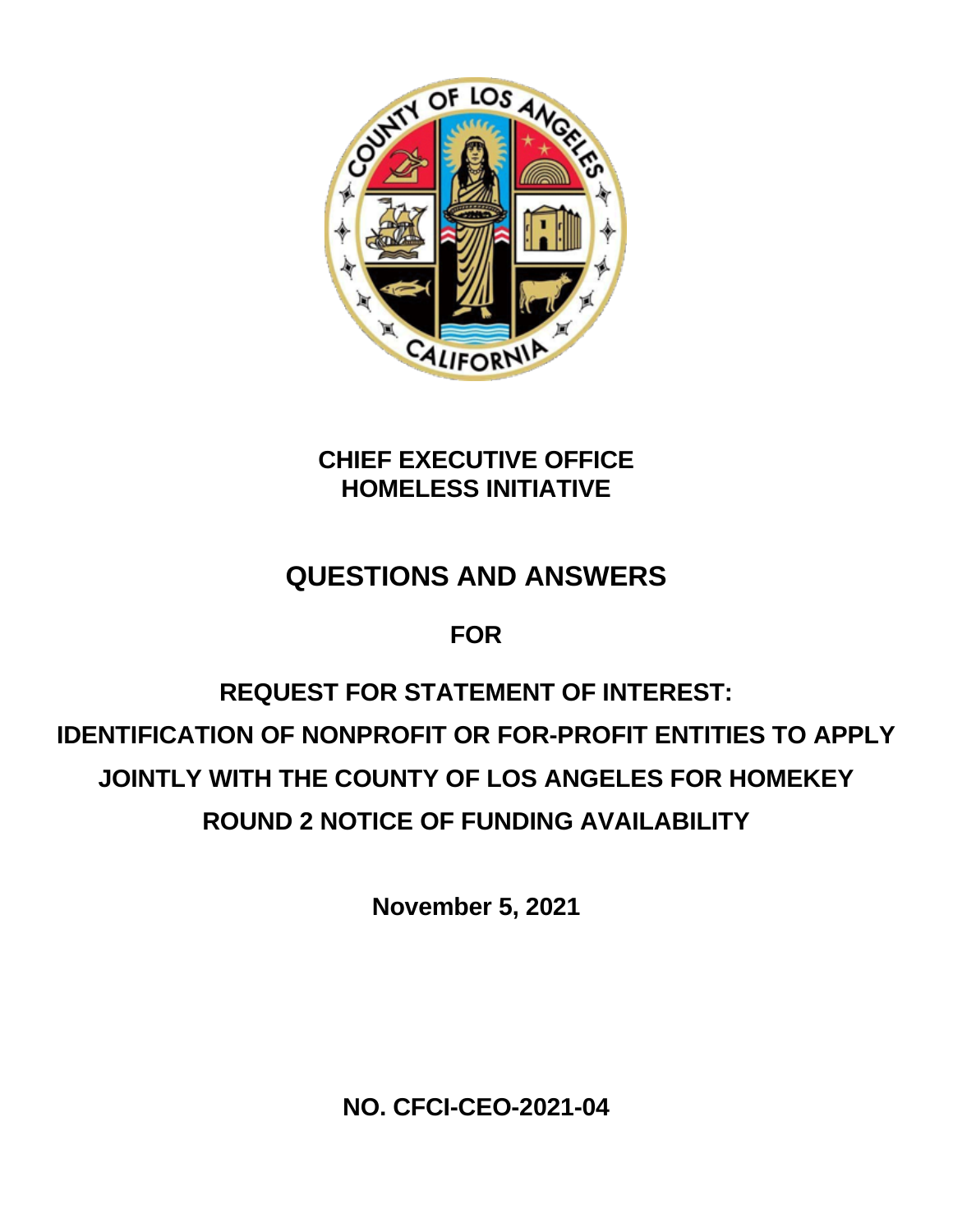**CHIEF EXECUTIVE OFFICE**
**HOMELESS INITIATIVE**

# QUESTIONS AND ANSWERS

**FOR**

## REQUEST FOR STATEMENT OF INTEREST: IDENTIFICATION OF NONPROFIT OR FOR-PROFIT ENTITIES TO APPLY JOINTLY WITH THE COUNTY OF LOS ANGELES FOR HOMEKEY ROUND 2 NOTICE OF FUNDING AVAILABILITY

**November 5, 2021**

**NO. CFCI-CEO-2021-04**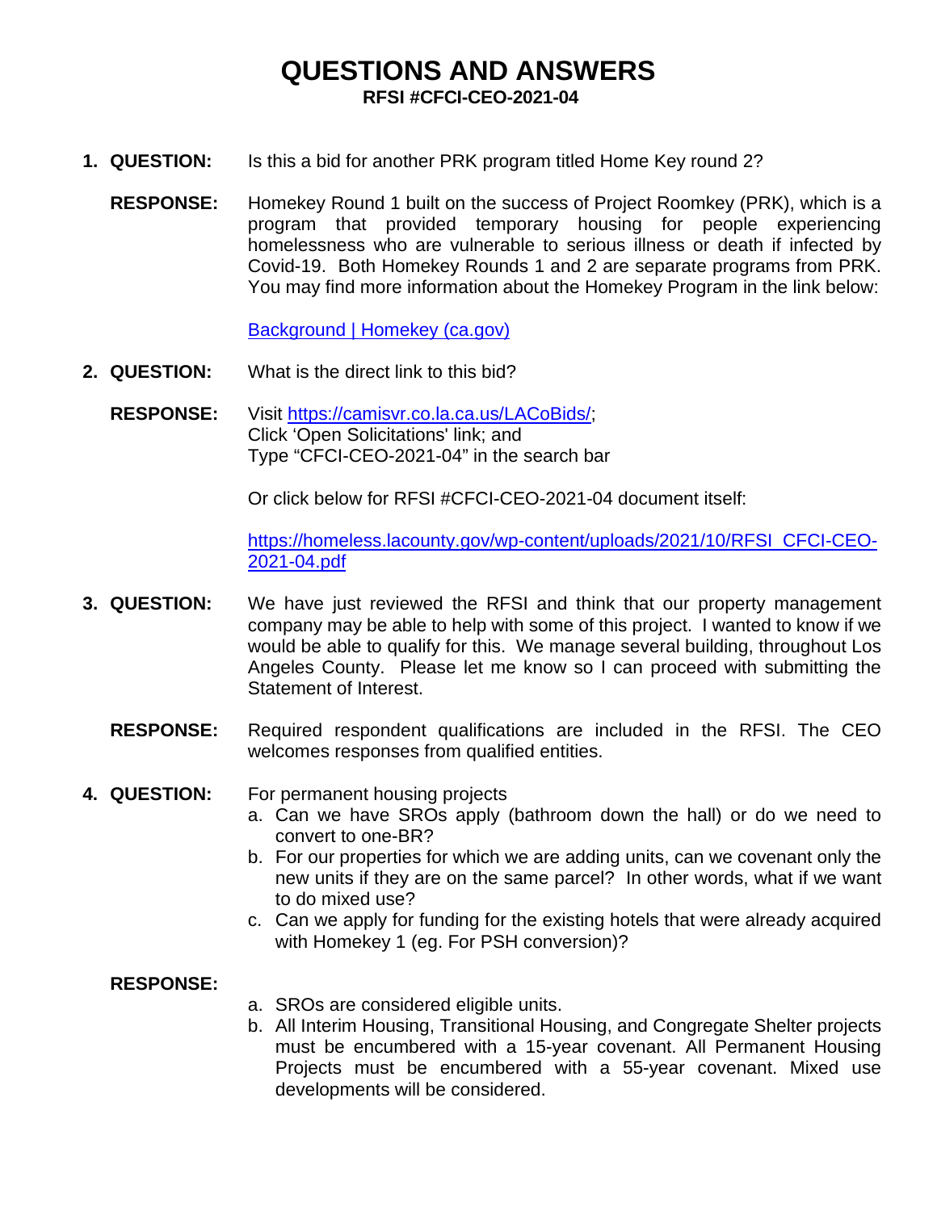# QUESTIONS AND ANSWERS

**RFSI #CFCI-CEO-2021-04**

1. **QUESTION:** Is this a bid for another PRK program titled Home Key round 2?

   **RESPONSE:** Homekey Round 1 built on the success of Project Roomkey (PRK), which is a program that provided temporary housing for people experiencing homelessness who are vulnerable to serious illness or death if infected by Covid-19. Both Homekey Rounds 1 and 2 are separate programs from PRK. You may find more information about the Homekey Program in the link below:

   [Background | Homekey (ca.gov)]

2. **QUESTION:** What is the direct link to this bid?

   **RESPONSE:** Visit https://camisvr.co.la.ca.us/LACoBids/;
   Click 'Open Solicitations' link; and
   Type "CFCI-CEO-2021-04" in the search bar

   Or click below for RFSI #CFCI-CEO-2021-04 document itself:

   https://homeless.lacounty.gov/wp-content/uploads/2021/10/RFSI_CFCI-CEO-2021-04.pdf

3. **QUESTION:** We have just reviewed the RFSI and think that our property management company may be able to help with some of this project. I wanted to know if we would be able to qualify for this. We manage several building, throughout Los Angeles County. Please let me know so I can proceed with submitting the Statement of Interest.

   **RESPONSE:** Required respondent qualifications are included in the RFSI. The CEO welcomes responses from qualified entities.

4. **QUESTION:** For permanent housing projects
   a. Can we have SROs apply (bathroom down the hall) or do we need to convert to one-BR?
   b. For our properties for which we are adding units, can we covenant only the new units if they are on the same parcel? In other words, what if we want to do mixed use?
   c. Can we apply for funding for the existing hotels that were already acquired with Homekey 1 (eg. For PSH conversion)?

   **RESPONSE:**
   a. SROs are considered eligible units.
   b. All Interim Housing, Transitional Housing, and Congregate Shelter projects must be encumbered with a 15-year covenant. All Permanent Housing Projects must be encumbered with a 55-year covenant. Mixed use developments will be considered.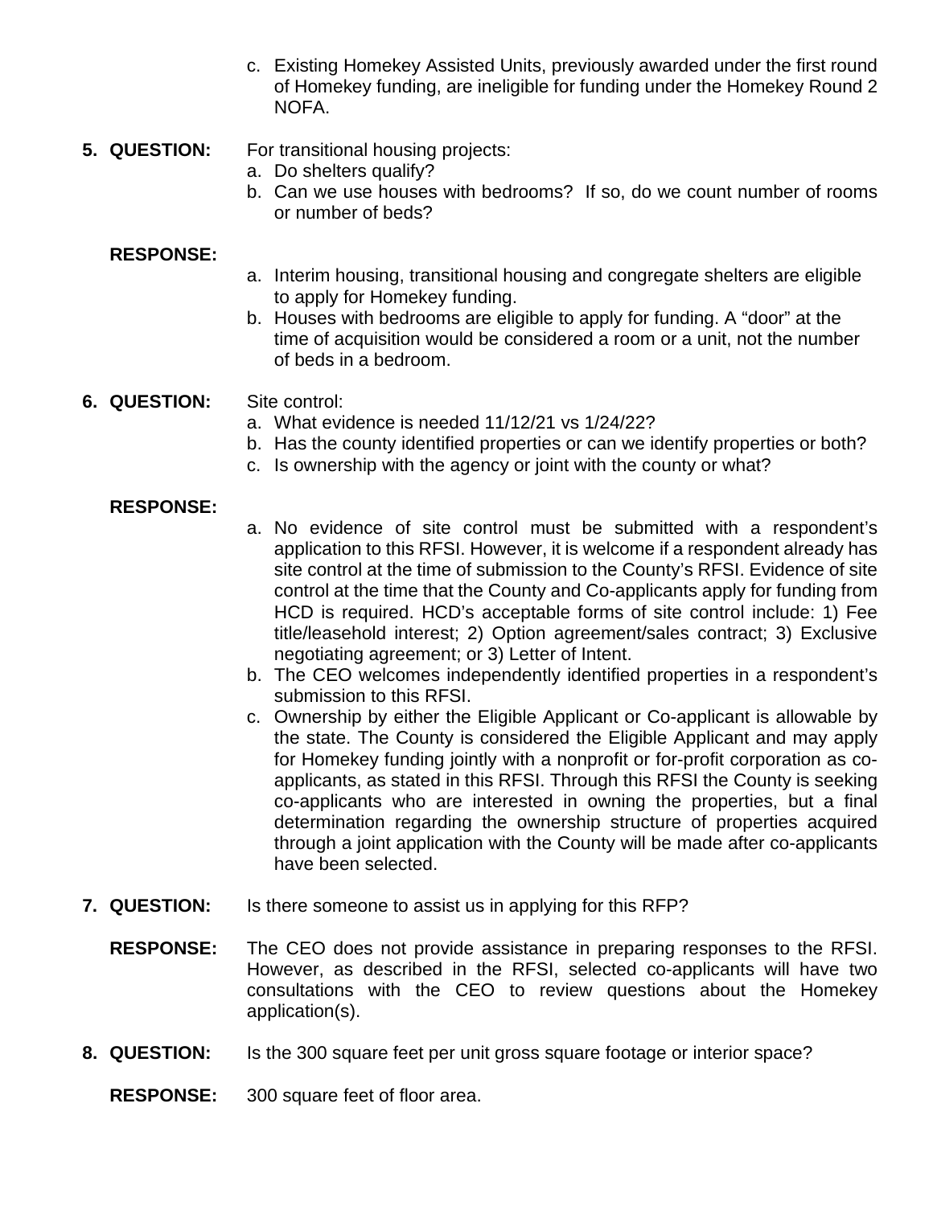c. Existing Homekey Assisted Units, previously awarded under the first round of Homekey funding, are ineligible for funding under the Homekey Round 2 NOFA.

**5. QUESTION:** For transitional housing projects:

a. Do shelters qualify?
b. Can we use houses with bedrooms? If so, do we count number of rooms or number of beds?

**RESPONSE:**

a. Interim housing, transitional housing and congregate shelters are eligible to apply for Homekey funding.
b. Houses with bedrooms are eligible to apply for funding. A "door" at the time of acquisition would be considered a room or a unit, not the number of beds in a bedroom.

**6. QUESTION:** Site control:

a. What evidence is needed 11/12/21 vs 1/24/22?
b. Has the county identified properties or can we identify properties or both?
c. Is ownership with the agency or joint with the county or what?

**RESPONSE:**

a. No evidence of site control must be submitted with a respondent's application to this RFSI. However, it is welcome if a respondent already has site control at the time of submission to the County's RFSI. Evidence of site control at the time that the County and Co-applicants apply for funding from HCD is required. HCD's acceptable forms of site control include: 1) Fee title/leasehold interest; 2) Option agreement/sales contract; 3) Exclusive negotiating agreement; or 3) Letter of Intent.
b. The CEO welcomes independently identified properties in a respondent's submission to this RFSI.
c. Ownership by either the Eligible Applicant or Co-applicant is allowable by the state. The County is considered the Eligible Applicant and may apply for Homekey funding jointly with a nonprofit or for-profit corporation as co-applicants, as stated in this RFSI. Through this RFSI the County is seeking co-applicants who are interested in owning the properties, but a final determination regarding the ownership structure of properties acquired through a joint application with the County will be made after co-applicants have been selected.

**7. QUESTION:** Is there someone to assist us in applying for this RFP?

**RESPONSE:** The CEO does not provide assistance in preparing responses to the RFSI. However, as described in the RFSI, selected co-applicants will have two consultations with the CEO to review questions about the Homekey application(s).

**8. QUESTION:** Is the 300 square feet per unit gross square footage or interior space?

**RESPONSE:** 300 square feet of floor area.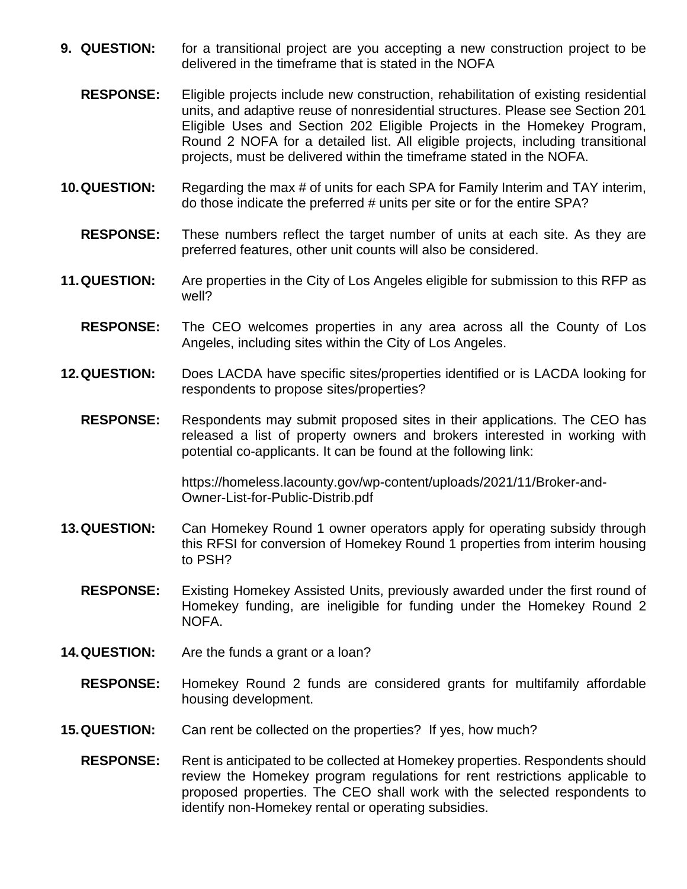9. **QUESTION:** for a transitional project are you accepting a new construction project to be delivered in the timeframe that is stated in the NOFA

   **RESPONSE:** Eligible projects include new construction, rehabilitation of existing residential units, and adaptive reuse of nonresidential structures. Please see Section 201 Eligible Uses and Section 202 Eligible Projects in the Homekey Program, Round 2 NOFA for a detailed list. All eligible projects, including transitional projects, must be delivered within the timeframe stated in the NOFA.

10. **QUESTION:** Regarding the max # of units for each SPA for Family Interim and TAY interim, do those indicate the preferred # units per site or for the entire SPA?

    **RESPONSE:** These numbers reflect the target number of units at each site. As they are preferred features, other unit counts will also be considered.

11. **QUESTION:** Are properties in the City of Los Angeles eligible for submission to this RFP as well?

    **RESPONSE:** The CEO welcomes properties in any area across all the County of Los Angeles, including sites within the City of Los Angeles.

12. **QUESTION:** Does LACDA have specific sites/properties identified or is LACDA looking for respondents to propose sites/properties?

    **RESPONSE:** Respondents may submit proposed sites in their applications. The CEO has released a list of property owners and brokers interested in working with potential co-applicants. It can be found at the following link:

    https://homeless.lacounty.gov/wp-content/uploads/2021/11/Broker-and-Owner-List-for-Public-Distrib.pdf

13. **QUESTION:** Can Homekey Round 1 owner operators apply for operating subsidy through this RFSI for conversion of Homekey Round 1 properties from interim housing to PSH?

    **RESPONSE:** Existing Homekey Assisted Units, previously awarded under the first round of Homekey funding, are ineligible for funding under the Homekey Round 2 NOFA.

14. **QUESTION:** Are the funds a grant or a loan?

    **RESPONSE:** Homekey Round 2 funds are considered grants for multifamily affordable housing development.

15. **QUESTION:** Can rent be collected on the properties? If yes, how much?

    **RESPONSE:** Rent is anticipated to be collected at Homekey properties. Respondents should review the Homekey program regulations for rent restrictions applicable to proposed properties. The CEO shall work with the selected respondents to identify non-Homekey rental or operating subsidies.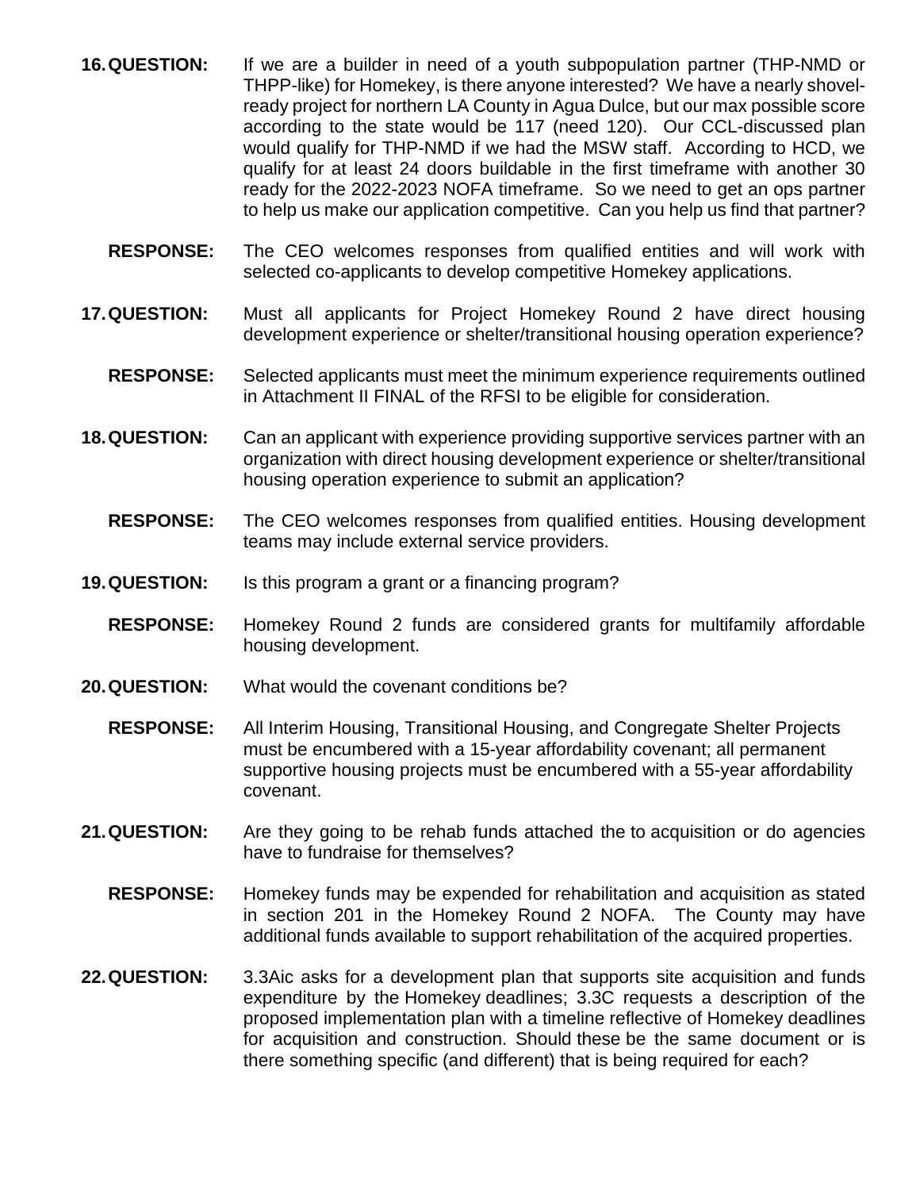**16. QUESTION:** If we are a builder in need of a youth subpopulation partner (THP-NMD or THPP-like) for Homekey, is there anyone interested? We have a nearly shovel-ready project for northern LA County in Agua Dulce, but our max possible score according to the state would be 117 (need 120). Our CCL-discussed plan would qualify for THP-NMD if we had the MSW staff. According to HCD, we qualify for at least 24 doors buildable in the first timeframe with another 30 ready for the 2022-2023 NOFA timeframe. So we need to get an ops partner to help us make our application competitive. Can you help us find that partner?

**RESPONSE:** The CEO welcomes responses from qualified entities and will work with selected co-applicants to develop competitive Homekey applications.

**17. QUESTION:** Must all applicants for Project Homekey Round 2 have direct housing development experience or shelter/transitional housing operation experience?

**RESPONSE:** Selected applicants must meet the minimum experience requirements outlined in Attachment II FINAL of the RFSI to be eligible for consideration.

**18. QUESTION:** Can an applicant with experience providing supportive services partner with an organization with direct housing development experience or shelter/transitional housing operation experience to submit an application?

**RESPONSE:** The CEO welcomes responses from qualified entities. Housing development teams may include external service providers.

**19. QUESTION:** Is this program a grant or a financing program?

**RESPONSE:** Homekey Round 2 funds are considered grants for multifamily affordable housing development.

**20. QUESTION:** What would the covenant conditions be?

**RESPONSE:** All Interim Housing, Transitional Housing, and Congregate Shelter Projects must be encumbered with a 15-year affordability covenant; all permanent supportive housing projects must be encumbered with a 55-year affordability covenant.

**21. QUESTION:** Are they going to be rehab funds attached the to acquisition or do agencies have to fundraise for themselves?

**RESPONSE:** Homekey funds may be expended for rehabilitation and acquisition as stated in section 201 in the Homekey Round 2 NOFA. The County may have additional funds available to support rehabilitation of the acquired properties.

**22. QUESTION:** 3.3Aic asks for a development plan that supports site acquisition and funds expenditure by the Homekey deadlines; 3.3C requests a description of the proposed implementation plan with a timeline reflective of Homekey deadlines for acquisition and construction. Should these be the same document or is there something specific (and different) that is being required for each?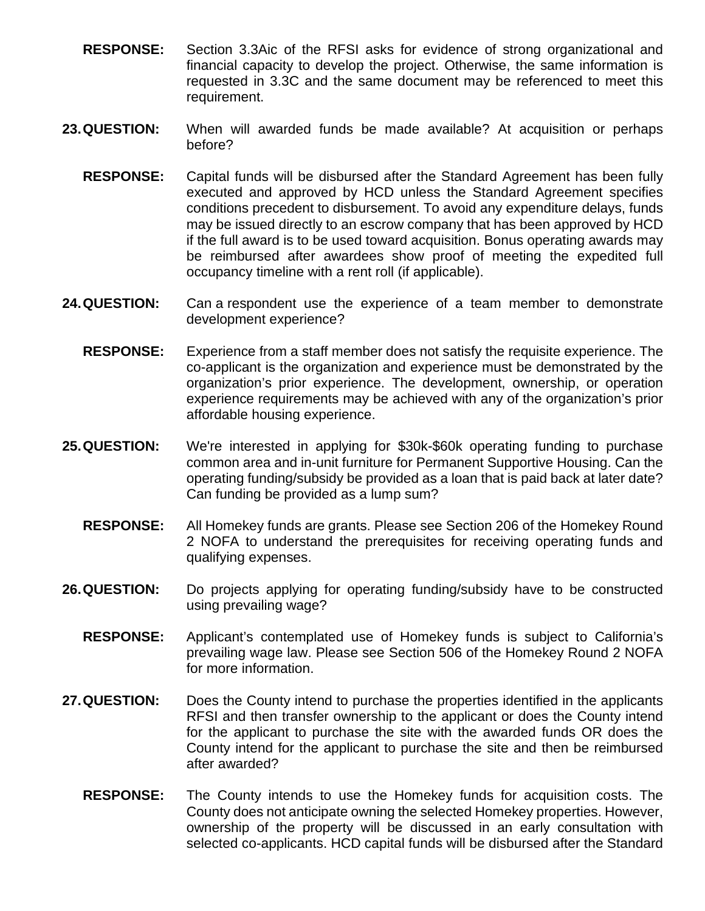**RESPONSE:** Section 3.3Aic of the RFSI asks for evidence of strong organizational and financial capacity to develop the project. Otherwise, the same information is requested in 3.3C and the same document may be referenced to meet this requirement.

**23. QUESTION:** When will awarded funds be made available? At acquisition or perhaps before?

**RESPONSE:** Capital funds will be disbursed after the Standard Agreement has been fully executed and approved by HCD unless the Standard Agreement specifies conditions precedent to disbursement. To avoid any expenditure delays, funds may be issued directly to an escrow company that has been approved by HCD if the full award is to be used toward acquisition. Bonus operating awards may be reimbursed after awardees show proof of meeting the expedited full occupancy timeline with a rent roll (if applicable).

**24. QUESTION:** Can a respondent use the experience of a team member to demonstrate development experience?

**RESPONSE:** Experience from a staff member does not satisfy the requisite experience. The co-applicant is the organization and experience must be demonstrated by the organization's prior experience. The development, ownership, or operation experience requirements may be achieved with any of the organization's prior affordable housing experience.

**25. QUESTION:** We're interested in applying for $30k-$60k operating funding to purchase common area and in-unit furniture for Permanent Supportive Housing. Can the operating funding/subsidy be provided as a loan that is paid back at later date? Can funding be provided as a lump sum?

**RESPONSE:** All Homekey funds are grants. Please see Section 206 of the Homekey Round 2 NOFA to understand the prerequisites for receiving operating funds and qualifying expenses.

**26. QUESTION:** Do projects applying for operating funding/subsidy have to be constructed using prevailing wage?

**RESPONSE:** Applicant's contemplated use of Homekey funds is subject to California's prevailing wage law. Please see Section 506 of the Homekey Round 2 NOFA for more information.

**27. QUESTION:** Does the County intend to purchase the properties identified in the applicants RFSI and then transfer ownership to the applicant or does the County intend for the applicant to purchase the site with the awarded funds OR does the County intend for the applicant to purchase the site and then be reimbursed after awarded?

**RESPONSE:** The County intends to use the Homekey funds for acquisition costs. The County does not anticipate owning the selected Homekey properties. However, ownership of the property will be discussed in an early consultation with selected co-applicants. HCD capital funds will be disbursed after the Standard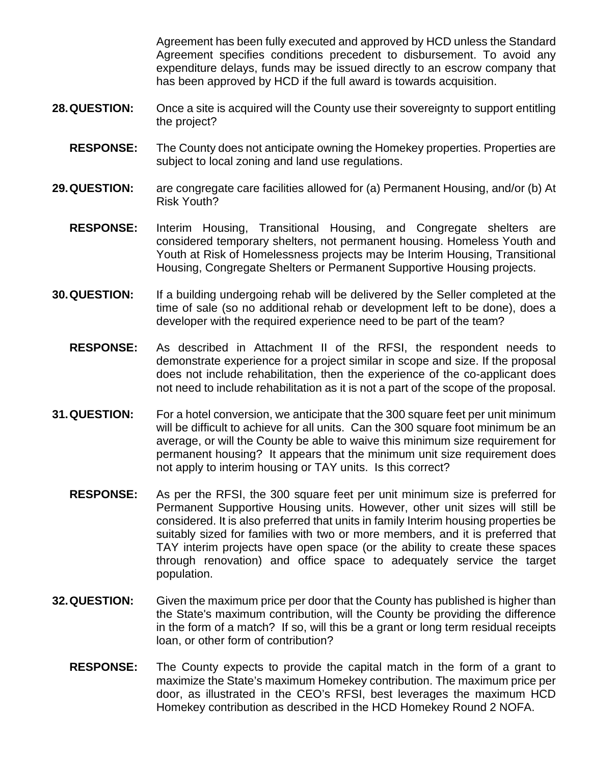Agreement has been fully executed and approved by HCD unless the Standard Agreement specifies conditions precedent to disbursement. To avoid any expenditure delays, funds may be issued directly to an escrow company that has been approved by HCD if the full award is towards acquisition.

**28. QUESTION:** Once a site is acquired will the County use their sovereignty to support entitling the project?

**RESPONSE:** The County does not anticipate owning the Homekey properties. Properties are subject to local zoning and land use regulations.

**29. QUESTION:** are congregate care facilities allowed for (a) Permanent Housing, and/or (b) At Risk Youth?

**RESPONSE:** Interim Housing, Transitional Housing, and Congregate shelters are considered temporary shelters, not permanent housing. Homeless Youth and Youth at Risk of Homelessness projects may be Interim Housing, Transitional Housing, Congregate Shelters or Permanent Supportive Housing projects.

**30. QUESTION:** If a building undergoing rehab will be delivered by the Seller completed at the time of sale (so no additional rehab or development left to be done), does a developer with the required experience need to be part of the team?

**RESPONSE:** As described in Attachment II of the RFSI, the respondent needs to demonstrate experience for a project similar in scope and size. If the proposal does not include rehabilitation, then the experience of the co-applicant does not need to include rehabilitation as it is not a part of the scope of the proposal.

**31. QUESTION:** For a hotel conversion, we anticipate that the 300 square feet per unit minimum will be difficult to achieve for all units. Can the 300 square foot minimum be an average, or will the County be able to waive this minimum size requirement for permanent housing? It appears that the minimum unit size requirement does not apply to interim housing or TAY units. Is this correct?

**RESPONSE:** As per the RFSI, the 300 square feet per unit minimum size is preferred for Permanent Supportive Housing units. However, other unit sizes will still be considered. It is also preferred that units in family Interim housing properties be suitably sized for families with two or more members, and it is preferred that TAY interim projects have open space (or the ability to create these spaces through renovation) and office space to adequately service the target population.

**32. QUESTION:** Given the maximum price per door that the County has published is higher than the State's maximum contribution, will the County be providing the difference in the form of a match? If so, will this be a grant or long term residual receipts loan, or other form of contribution?

**RESPONSE:** The County expects to provide the capital match in the form of a grant to maximize the State's maximum Homekey contribution. The maximum price per door, as illustrated in the CEO's RFSI, best leverages the maximum HCD Homekey contribution as described in the HCD Homekey Round 2 NOFA.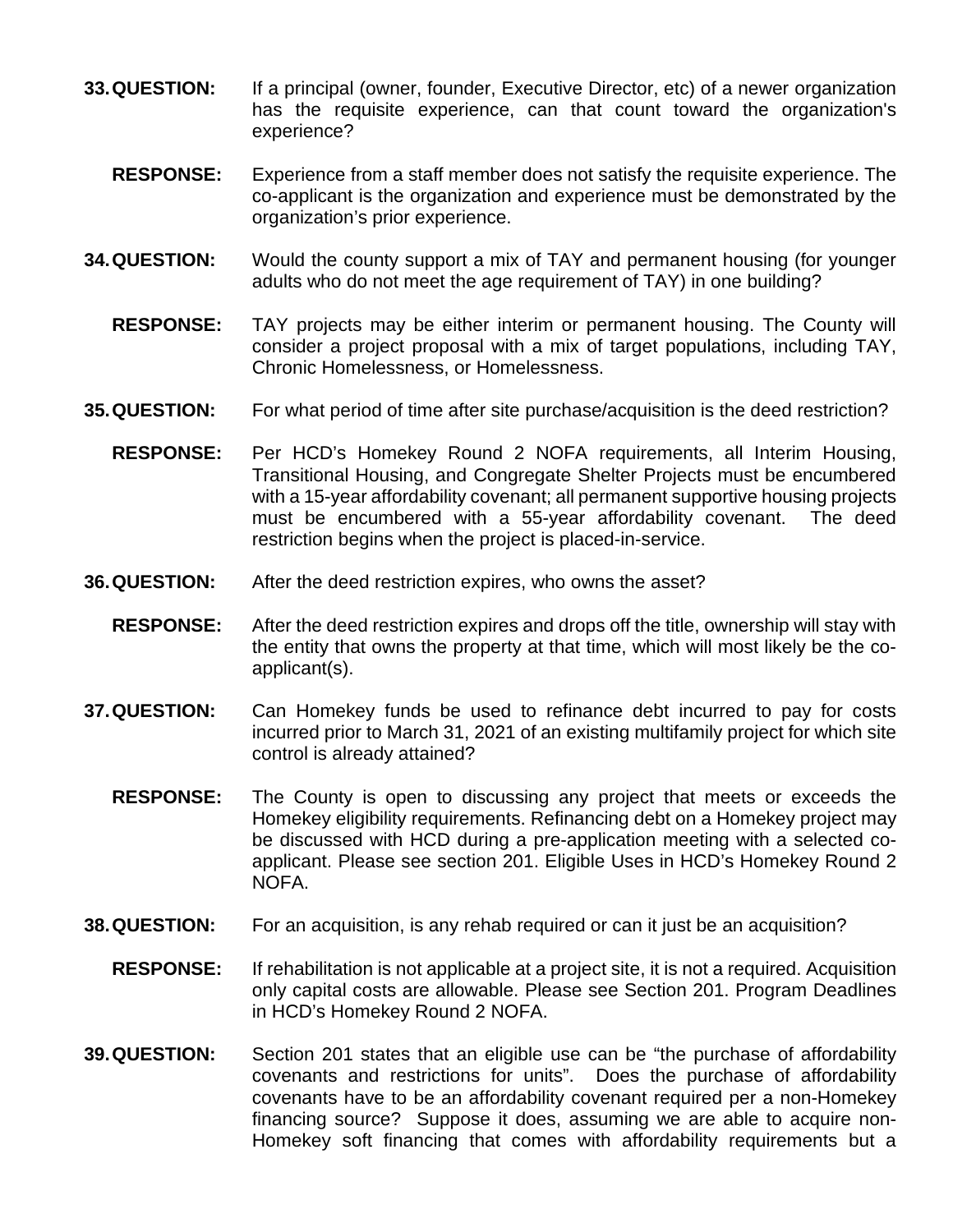**33. QUESTION:** If a principal (owner, founder, Executive Director, etc) of a newer organization has the requisite experience, can that count toward the organization's experience?

**RESPONSE:** Experience from a staff member does not satisfy the requisite experience. The co-applicant is the organization and experience must be demonstrated by the organization's prior experience.

**34. QUESTION:** Would the county support a mix of TAY and permanent housing (for younger adults who do not meet the age requirement of TAY) in one building?

**RESPONSE:** TAY projects may be either interim or permanent housing. The County will consider a project proposal with a mix of target populations, including TAY, Chronic Homelessness, or Homelessness.

**35. QUESTION:** For what period of time after site purchase/acquisition is the deed restriction?

**RESPONSE:** Per HCD's Homekey Round 2 NOFA requirements, all Interim Housing, Transitional Housing, and Congregate Shelter Projects must be encumbered with a 15-year affordability covenant; all permanent supportive housing projects must be encumbered with a 55-year affordability covenant. The deed restriction begins when the project is placed-in-service.

**36. QUESTION:** After the deed restriction expires, who owns the asset?

**RESPONSE:** After the deed restriction expires and drops off the title, ownership will stay with the entity that owns the property at that time, which will most likely be the co-applicant(s).

**37. QUESTION:** Can Homekey funds be used to refinance debt incurred to pay for costs incurred prior to March 31, 2021 of an existing multifamily project for which site control is already attained?

**RESPONSE:** The County is open to discussing any project that meets or exceeds the Homekey eligibility requirements. Refinancing debt on a Homekey project may be discussed with HCD during a pre-application meeting with a selected co-applicant. Please see section 201. Eligible Uses in HCD's Homekey Round 2 NOFA.

**38. QUESTION:** For an acquisition, is any rehab required or can it just be an acquisition?

**RESPONSE:** If rehabilitation is not applicable at a project site, it is not a required. Acquisition only capital costs are allowable. Please see Section 201. Program Deadlines in HCD's Homekey Round 2 NOFA.

**39. QUESTION:** Section 201 states that an eligible use can be "the purchase of affordability covenants and restrictions for units". Does the purchase of affordability covenants have to be an affordability covenant required per a non-Homekey financing source? Suppose it does, assuming we are able to acquire non-Homekey soft financing that comes with affordability requirements but a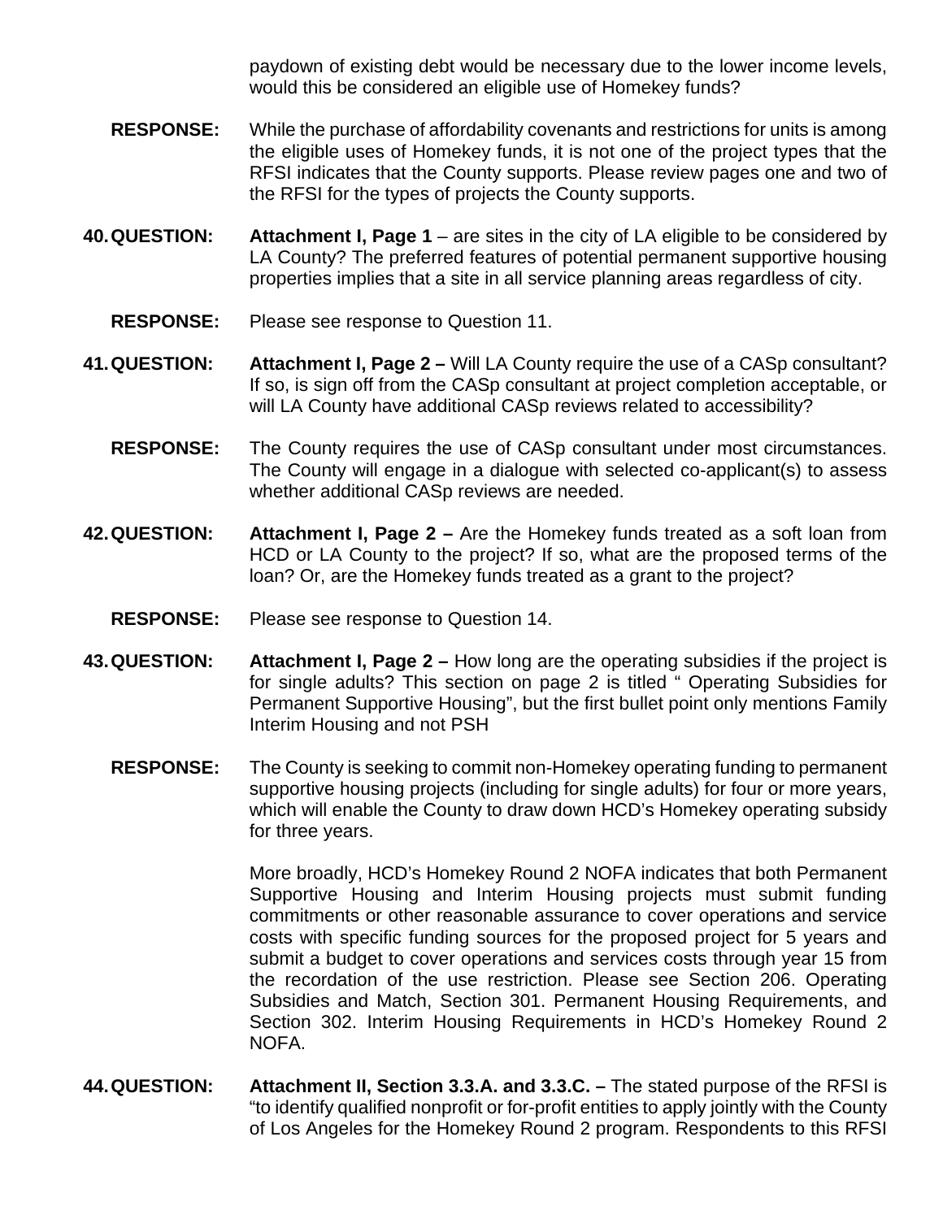paydown of existing debt would be necessary due to the lower income levels, would this be considered an eligible use of Homekey funds?

**RESPONSE:** While the purchase of affordability covenants and restrictions for units is among the eligible uses of Homekey funds, it is not one of the project types that the RFSI indicates that the County supports. Please review pages one and two of the RFSI for the types of projects the County supports.

**40. QUESTION:** **Attachment I, Page 1** – are sites in the city of LA eligible to be considered by LA County? The preferred features of potential permanent supportive housing properties implies that a site in all service planning areas regardless of city.

**RESPONSE:** Please see response to Question 11.

**41. QUESTION:** **Attachment I, Page 2 –** Will LA County require the use of a CASp consultant? If so, is sign off from the CASp consultant at project completion acceptable, or will LA County have additional CASp reviews related to accessibility?

**RESPONSE:** The County requires the use of CASp consultant under most circumstances. The County will engage in a dialogue with selected co-applicant(s) to assess whether additional CASp reviews are needed.

**42. QUESTION:** **Attachment I, Page 2 –** Are the Homekey funds treated as a soft loan from HCD or LA County to the project? If so, what are the proposed terms of the loan? Or, are the Homekey funds treated as a grant to the project?

**RESPONSE:** Please see response to Question 14.

**43. QUESTION:** **Attachment I, Page 2 –** How long are the operating subsidies if the project is for single adults? This section on page 2 is titled " Operating Subsidies for Permanent Supportive Housing", but the first bullet point only mentions Family Interim Housing and not PSH

**RESPONSE:** The County is seeking to commit non-Homekey operating funding to permanent supportive housing projects (including for single adults) for four or more years, which will enable the County to draw down HCD's Homekey operating subsidy for three years.

More broadly, HCD's Homekey Round 2 NOFA indicates that both Permanent Supportive Housing and Interim Housing projects must submit funding commitments or other reasonable assurance to cover operations and service costs with specific funding sources for the proposed project for 5 years and submit a budget to cover operations and services costs through year 15 from the recordation of the use restriction. Please see Section 206. Operating Subsidies and Match, Section 301. Permanent Housing Requirements, and Section 302. Interim Housing Requirements in HCD's Homekey Round 2 NOFA.

**44. QUESTION:** **Attachment II, Section 3.3.A. and 3.3.C. –** The stated purpose of the RFSI is "to identify qualified nonprofit or for-profit entities to apply jointly with the County of Los Angeles for the Homekey Round 2 program. Respondents to this RFSI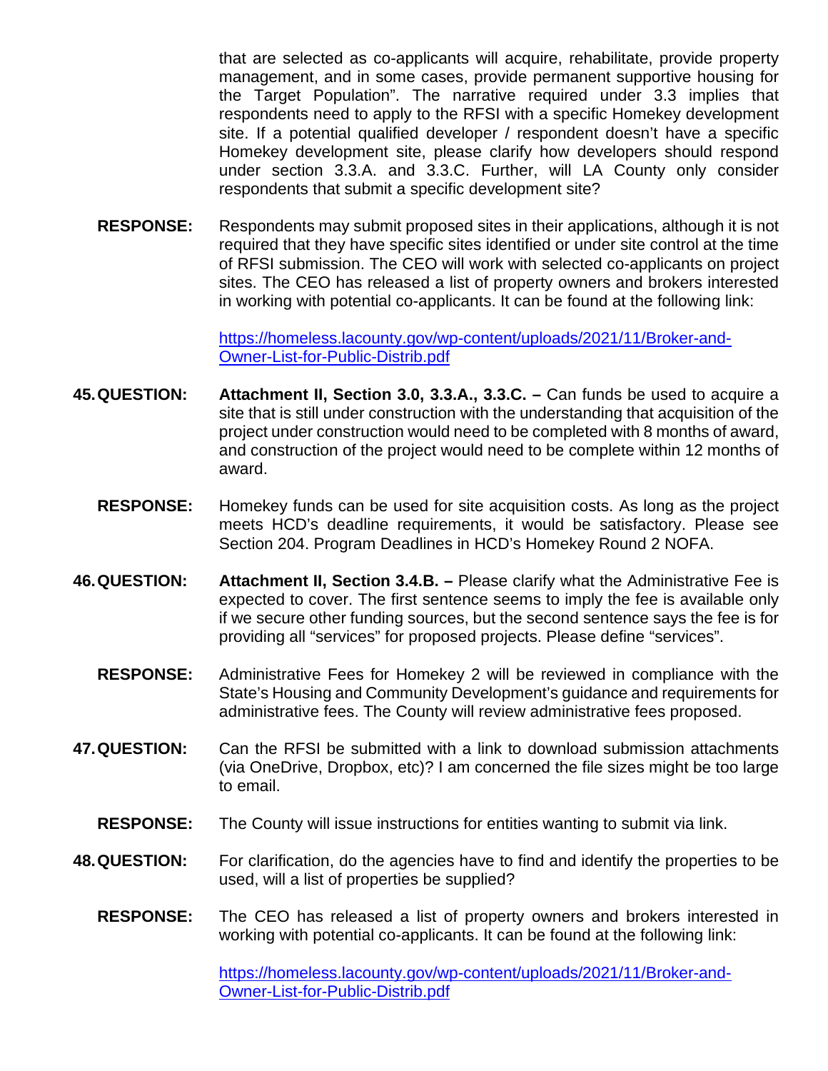that are selected as co-applicants will acquire, rehabilitate, provide property management, and in some cases, provide permanent supportive housing for the Target Population". The narrative required under 3.3 implies that respondents need to apply to the RFSI with a specific Homekey development site. If a potential qualified developer / respondent doesn't have a specific Homekey development site, please clarify how developers should respond under section 3.3.A. and 3.3.C. Further, will LA County only consider respondents that submit a specific development site?

**RESPONSE:** Respondents may submit proposed sites in their applications, although it is not required that they have specific sites identified or under site control at the time of RFSI submission. The CEO will work with selected co-applicants on project sites. The CEO has released a list of property owners and brokers interested in working with potential co-applicants. It can be found at the following link:

[https://homeless.lacounty.gov/wp-content/uploads/2021/11/Broker-and-Owner-List-for-Public-Distrib.pdf](https://homeless.lacounty.gov/wp-content/uploads/2021/11/Broker-and-Owner-List-for-Public-Distrib.pdf)

**45. QUESTION:** **Attachment II, Section 3.0, 3.3.A., 3.3.C. –** Can funds be used to acquire a site that is still under construction with the understanding that acquisition of the project under construction would need to be completed with 8 months of award, and construction of the project would need to be complete within 12 months of award.

**RESPONSE:** Homekey funds can be used for site acquisition costs. As long as the project meets HCD's deadline requirements, it would be satisfactory. Please see Section 204. Program Deadlines in HCD's Homekey Round 2 NOFA.

**46. QUESTION:** **Attachment II, Section 3.4.B. –** Please clarify what the Administrative Fee is expected to cover. The first sentence seems to imply the fee is available only if we secure other funding sources, but the second sentence says the fee is for providing all "services" for proposed projects. Please define "services".

**RESPONSE:** Administrative Fees for Homekey 2 will be reviewed in compliance with the State's Housing and Community Development's guidance and requirements for administrative fees. The County will review administrative fees proposed.

**47. QUESTION:** Can the RFSI be submitted with a link to download submission attachments (via OneDrive, Dropbox, etc)? I am concerned the file sizes might be too large to email.

**RESPONSE:** The County will issue instructions for entities wanting to submit via link.

**48. QUESTION:** For clarification, do the agencies have to find and identify the properties to be used, will a list of properties be supplied?

**RESPONSE:** The CEO has released a list of property owners and brokers interested in working with potential co-applicants. It can be found at the following link:

[https://homeless.lacounty.gov/wp-content/uploads/2021/11/Broker-and-Owner-List-for-Public-Distrib.pdf](https://homeless.lacounty.gov/wp-content/uploads/2021/11/Broker-and-Owner-List-for-Public-Distrib.pdf)